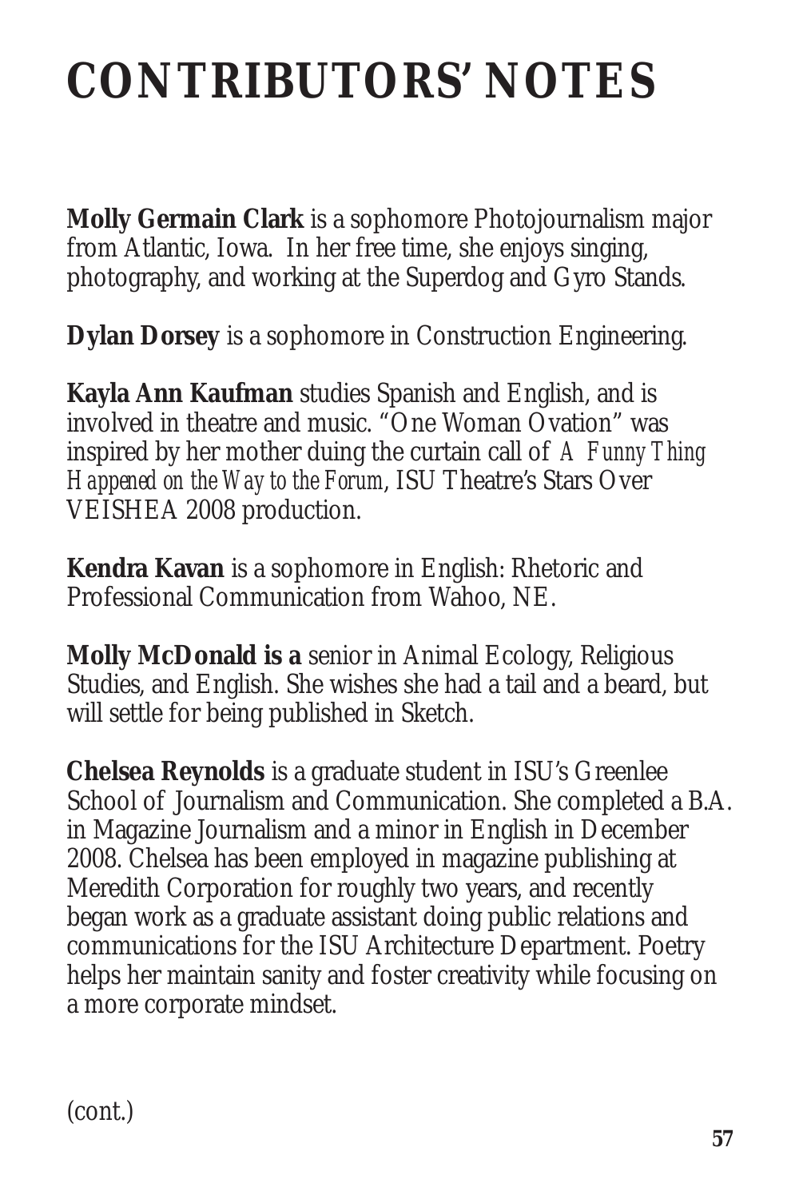# CONTRIBUTORS' NOTES

**Molly Germain Clark** is a sophomore Photojournalism major from Atlantic, Iowa. In her free time, she enjoys singing, photography, and working at the Superdog and Gyro Stands.

**Dylan Dorsey** is a sophomore in Construction Engineering.

**Kayla Ann Kaufman** studies Spanish and English, and is involved in theatre and music. "One Woman Ovation" was inspired by her mother duing the curtain call of *A Funny Thing Happened on the Way to the Forum*, ISU Theatre's Stars Over VEISHEA 2008 production.

**Kendra Kavan** is a sophomore in English: Rhetoric and Professional Communication from Wahoo, NE.

**Molly McDonald is a** senior in Animal Ecology, Religious Studies, and English. She wishes she had a tail and a beard, but will settle for being published in Sketch.

**Chelsea Reynolds** is a graduate student in ISU's Greenlee School of Journalism and Communication. She completed a B.A. in Magazine Journalism and a minor in English in December 2008. Chelsea has been employed in magazine publishing at Meredith Corporation for roughly two years, and recently began work as a graduate assistant doing public relations and communications for the ISU Architecture Department. Poetry helps her maintain sanity and foster creativity while focusing on a more corporate mindset.

(cont.)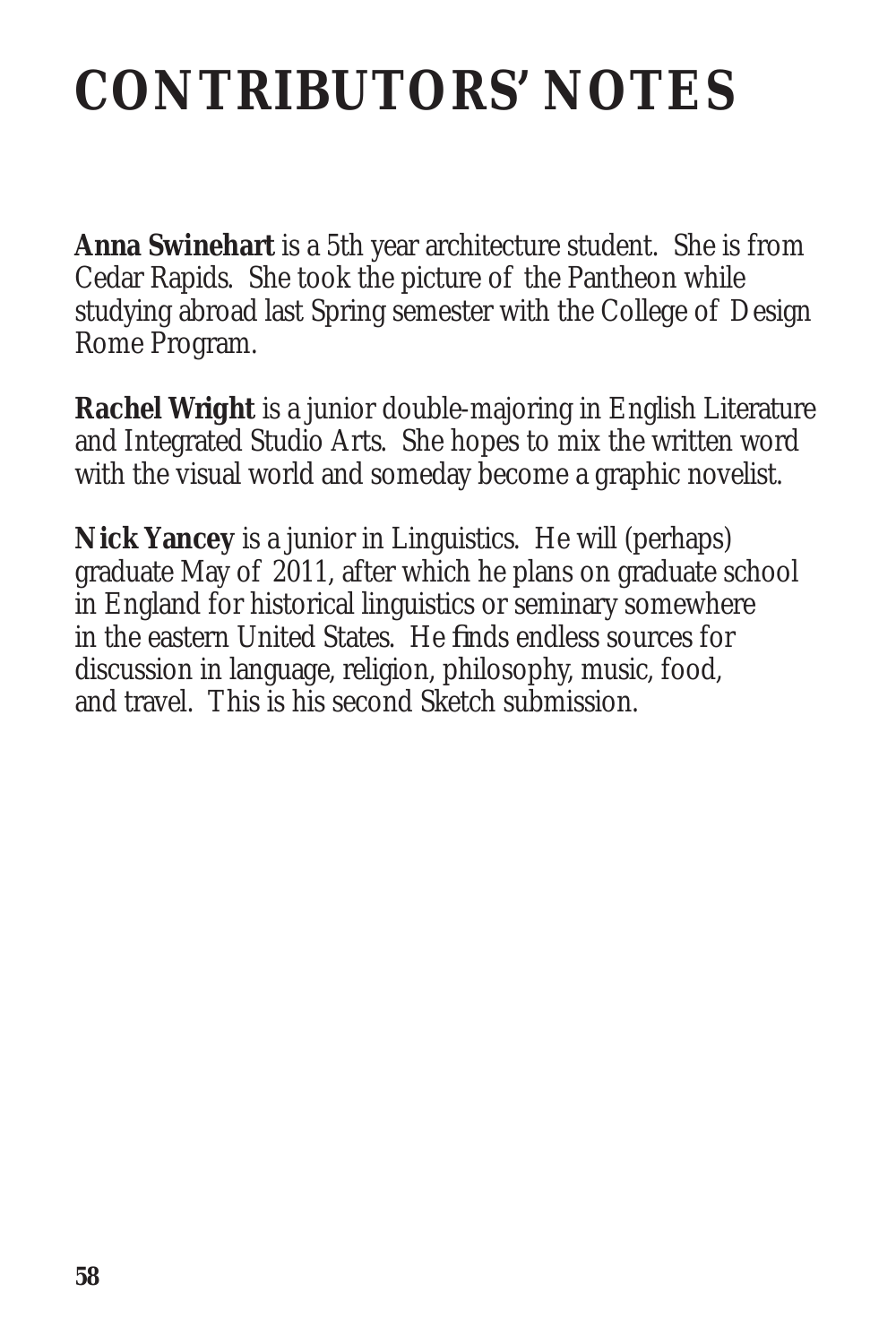# CONTRIBUTORS' NOTES

**Anna Swinehart** is a 5th year architecture student. She is from Cedar Rapids. She took the picture of the Pantheon while studying abroad last Spring semester with the College of Design Rome Program.

**Rachel Wright** is a junior double-majoring in English Literature and Integrated Studio Arts. She hopes to mix the written word with the visual world and someday become a graphic novelist.

**Nick Yancey** is a junior in Linguistics. He will (perhaps) graduate May of 2011, after which he plans on graduate school in England for historical linguistics or seminary somewhere in the eastern United States. He finds endless sources for discussion in language, religion, philosophy, music, food, and travel. This is his second Sketch submission.